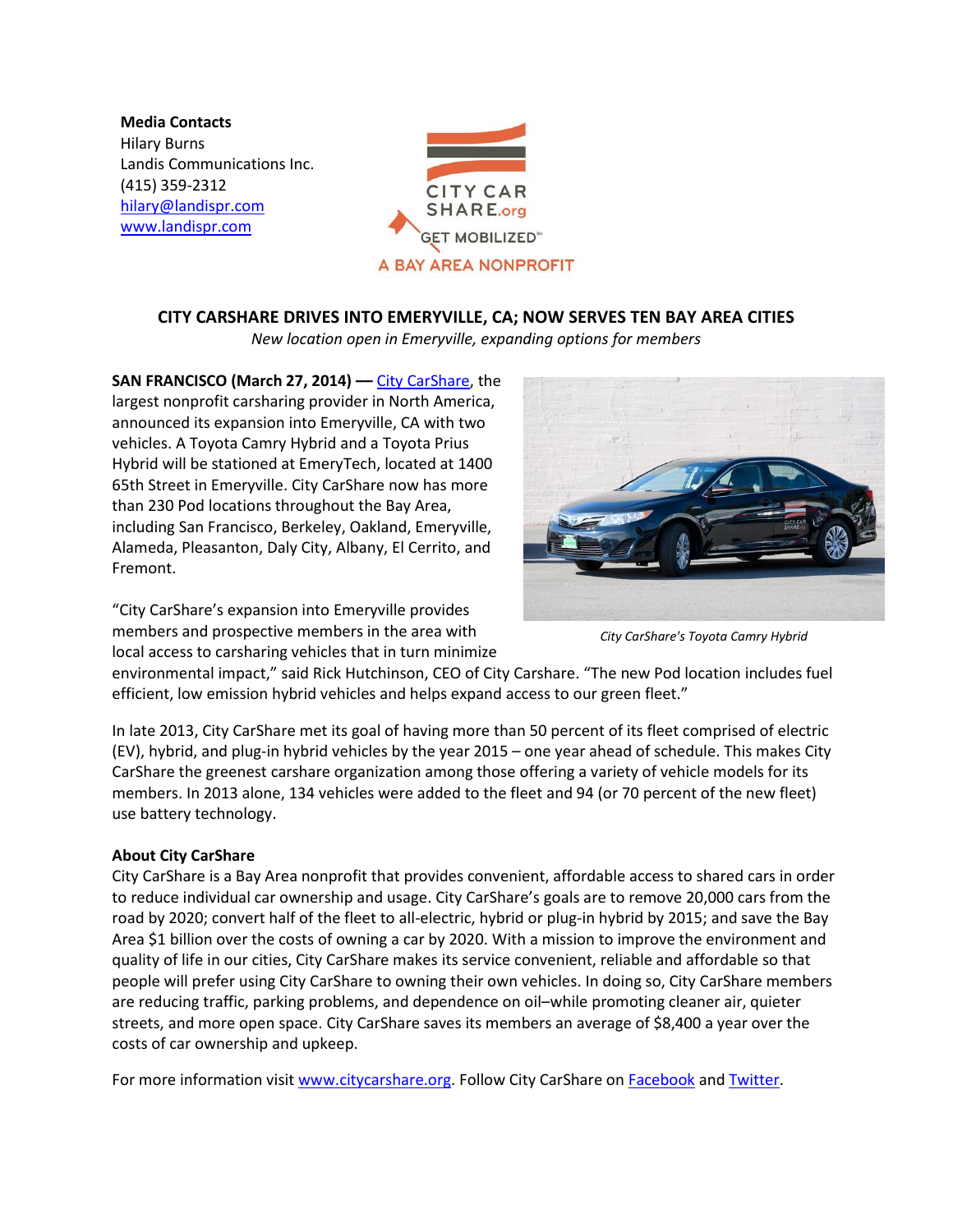**Media Contacts**
Hilary Burns
Landis Communications Inc.
(415) 359-2312
hilary@landispr.com
www.landispr.com

CITY CAR SHARE.org
GET MOBILIZED℠
A BAY AREA NONPROFIT

## CITY CARSHARE DRIVES INTO EMERYVILLE, CA; NOW SERVES TEN BAY AREA CITIES

*New location open in Emeryville, expanding options for members*

**SAN FRANCISCO (March 27, 2014) —** City CarShare, the largest nonprofit carsharing provider in North America, announced its expansion into Emeryville, CA with two vehicles. A Toyota Camry Hybrid and a Toyota Prius Hybrid will be stationed at EmeryTech, located at 1400 65th Street in Emeryville. City CarShare now has more than 230 Pod locations throughout the Bay Area, including San Francisco, Berkeley, Oakland, Emeryville, Alameda, Pleasanton, Daly City, Albany, El Cerrito, and Fremont.

*City CarShare's Toyota Camry Hybrid*

"City CarShare's expansion into Emeryville provides members and prospective members in the area with local access to carsharing vehicles that in turn minimize environmental impact," said Rick Hutchinson, CEO of City Carshare. "The new Pod location includes fuel efficient, low emission hybrid vehicles and helps expand access to our green fleet."

In late 2013, City CarShare met its goal of having more than 50 percent of its fleet comprised of electric (EV), hybrid, and plug-in hybrid vehicles by the year 2015 – one year ahead of schedule. This makes City CarShare the greenest carshare organization among those offering a variety of vehicle models for its members. In 2013 alone, 134 vehicles were added to the fleet and 94 (or 70 percent of the new fleet) use battery technology.

**About City CarShare**
City CarShare is a Bay Area nonprofit that provides convenient, affordable access to shared cars in order to reduce individual car ownership and usage. City CarShare's goals are to remove 20,000 cars from the road by 2020; convert half of the fleet to all-electric, hybrid or plug-in hybrid by 2015; and save the Bay Area $1 billion over the costs of owning a car by 2020. With a mission to improve the environment and quality of life in our cities, City CarShare makes its service convenient, reliable and affordable so that people will prefer using City CarShare to owning their own vehicles. In doing so, City CarShare members are reducing traffic, parking problems, and dependence on oil–while promoting cleaner air, quieter streets, and more open space. City CarShare saves its members an average of $8,400 a year over the costs of car ownership and upkeep.

For more information visit www.citycarshare.org. Follow City CarShare on Facebook and Twitter.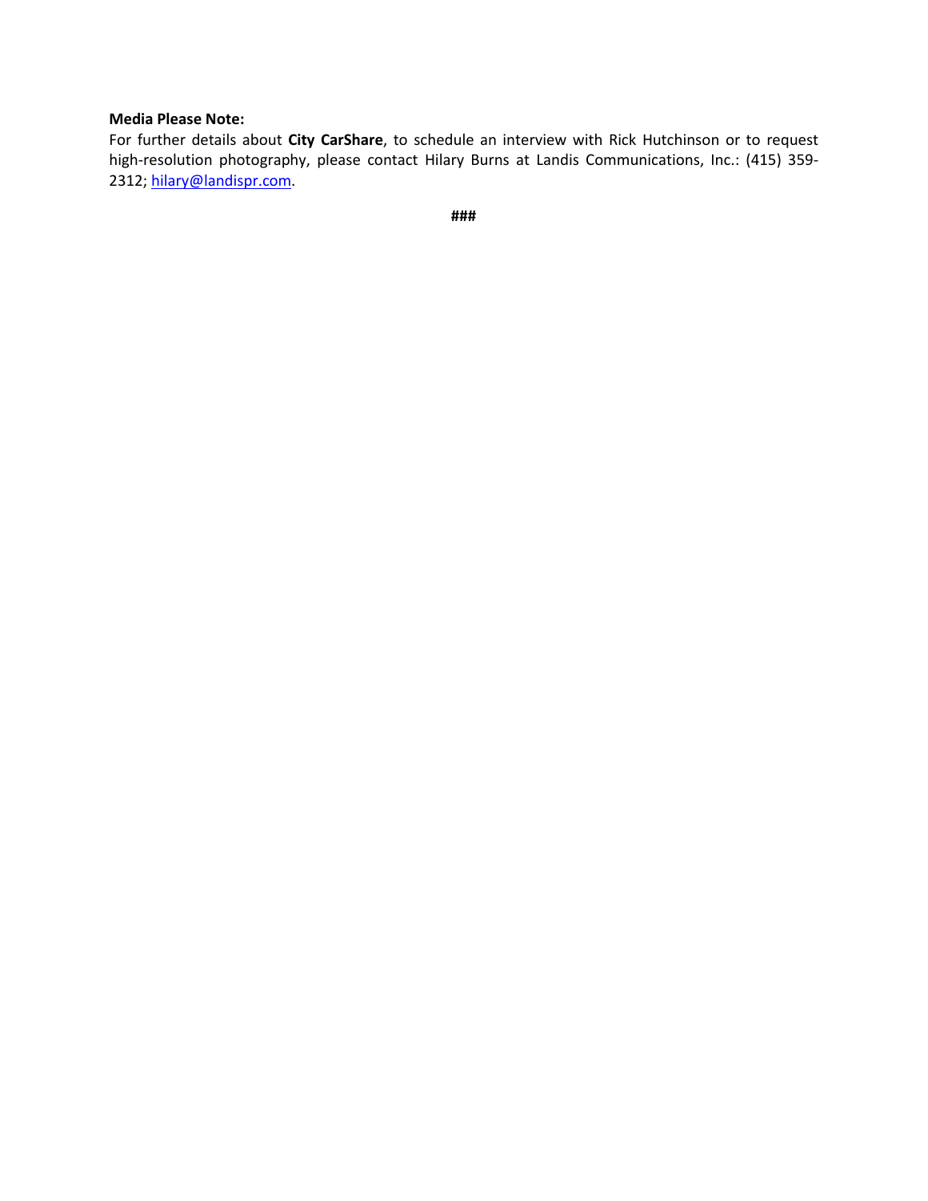**Media Please Note:**

For further details about **City CarShare**, to schedule an interview with Rick Hutchinson or to request high-resolution photography, please contact Hilary Burns at Landis Communications, Inc.: (415) 359-2312; hilary@landispr.com.

**###**